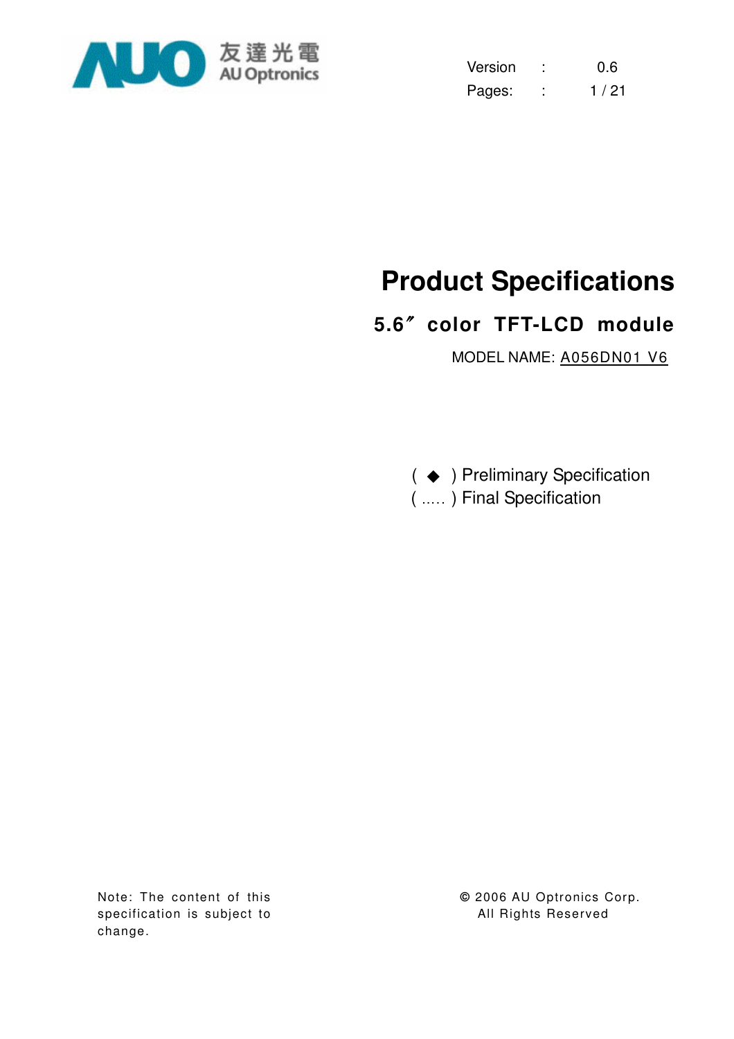友達光電
AU Optronics

Version : 0.6

# Product Specifications

## 5.6″ color TFT-LCD module

MODEL NAME: A056DN01 V6

( ◆ ) Preliminary Specification
( ..... ) Final Specification

Note: The content of this specification is subject to change.

© 2006 AU Optronics Corp.
All Rights Reserved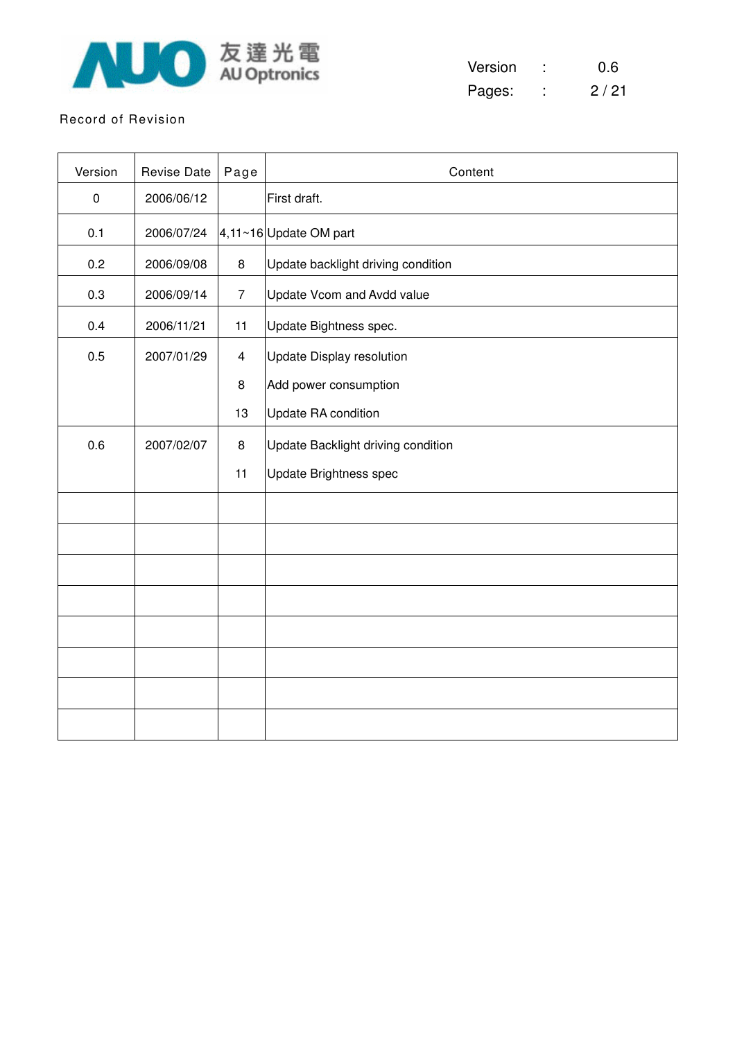Record of Revision

| Version | Revise Date | Page | Content |
|---|---|---|---|
| 0 | 2006/06/12 | | First draft. |
| 0.1 | 2006/07/24 | 4,11~16 | Update OM part |
| 0.2 | 2006/09/08 | 8 | Update backlight driving condition |
| 0.3 | 2006/09/14 | 7 | Update Vcom and Avdd value |
| 0.4 | 2006/11/21 | 11 | Update Bightness spec. |
| 0.5 | 2007/01/29 | 4 | Update Display resolution |
| | | 8 | Add power consumption |
| | | 13 | Update RA condition |
| 0.6 | 2007/02/07 | 8 | Update Backlight driving condition |
| | | 11 | Update Brightness spec |
| | | | |
| | | | |
| | | | |
| | | | |
| | | | |
| | | | |
| | | | |
| | | | |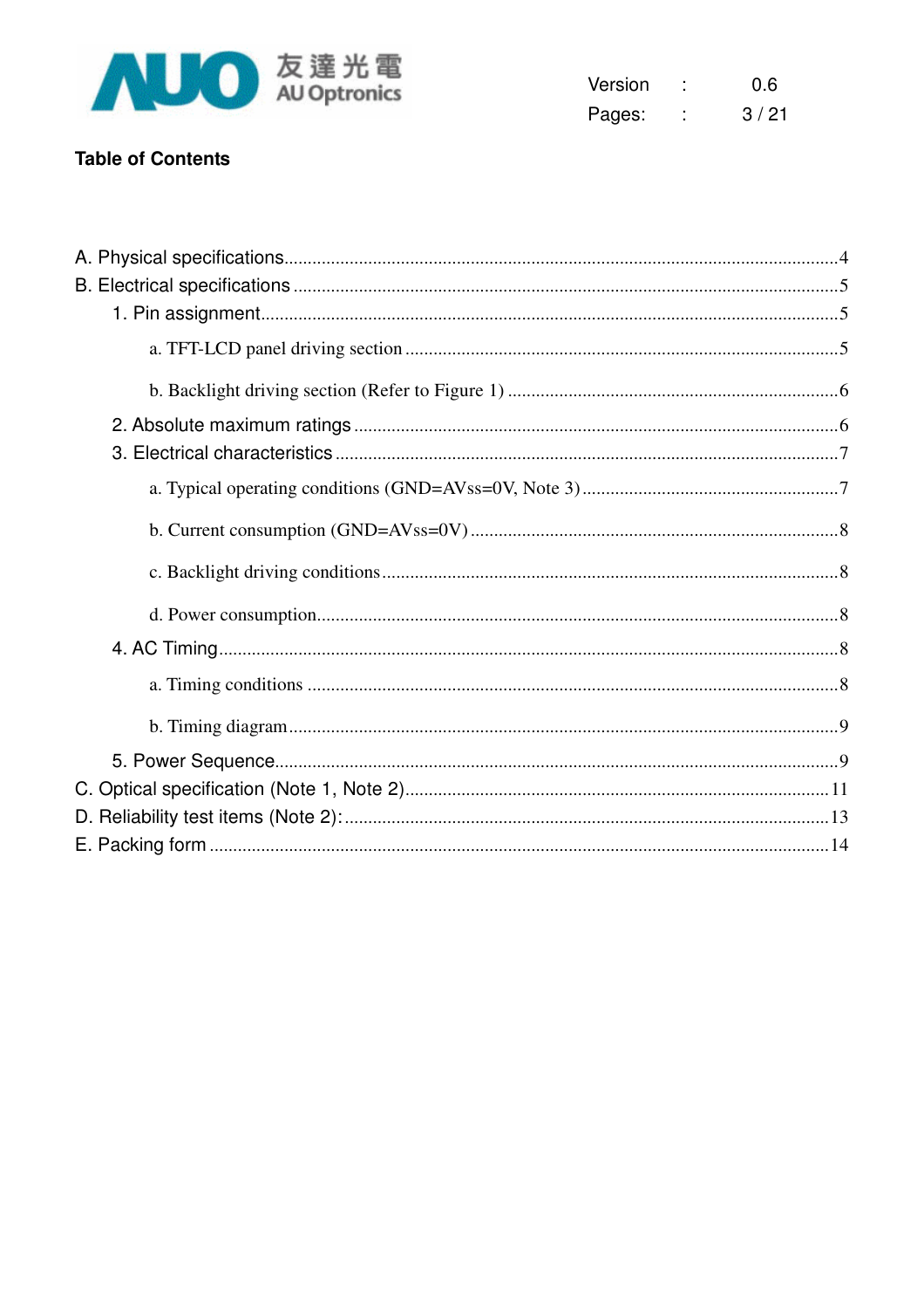**Table of Contents**

A. Physical specifications....4

B. Electrical specifications....5

- 1. Pin assignment....5
  - a. TFT-LCD panel driving section....5
  - b. Backlight driving section (Refer to Figure 1)....6
- 2. Absolute maximum ratings....6
- 3. Electrical characteristics....7
  - a. Typical operating conditions (GND=AVss=0V, Note 3)....7
  - b. Current consumption (GND=AVss=0V)....8
  - c. Backlight driving conditions....8
  - d. Power consumption....8
- 4. AC Timing....8
  - a. Timing conditions....8
  - b. Timing diagram....9
- 5. Power Sequence....9

C. Optical specification (Note 1, Note 2)....11

D. Reliability test items (Note 2):....13

E. Packing form....14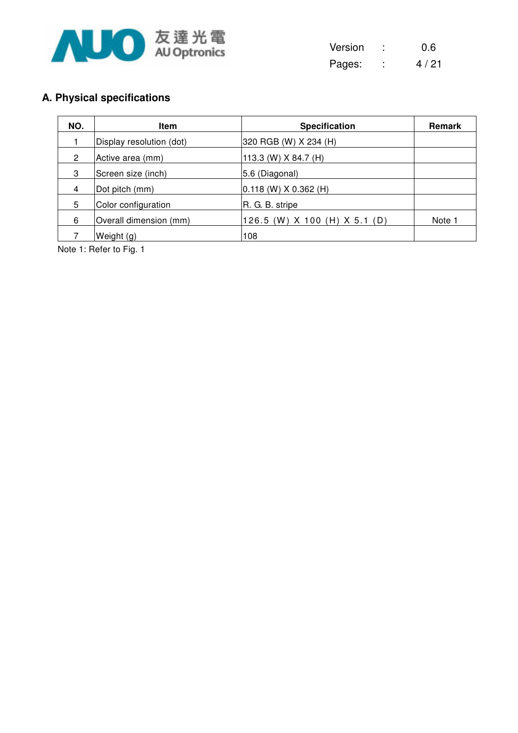## A. Physical specifications

| NO. | Item | Specification | Remark |
|---|---|---|---|
| 1 | Display resolution (dot) | 320 RGB (W) X 234 (H) | |
| 2 | Active area (mm) | 113.3 (W) X 84.7 (H) | |
| 3 | Screen size (inch) | 5.6 (Diagonal) | |
| 4 | Dot pitch (mm) | 0.118 (W) X 0.362 (H) | |
| 5 | Color configuration | R. G. B. stripe | |
| 6 | Overall dimension (mm) | 126.5 (W) X 100 (H) X 5.1 (D) | Note 1 |
| 7 | Weight (g) | 108 | |

Note 1: Refer to Fig. 1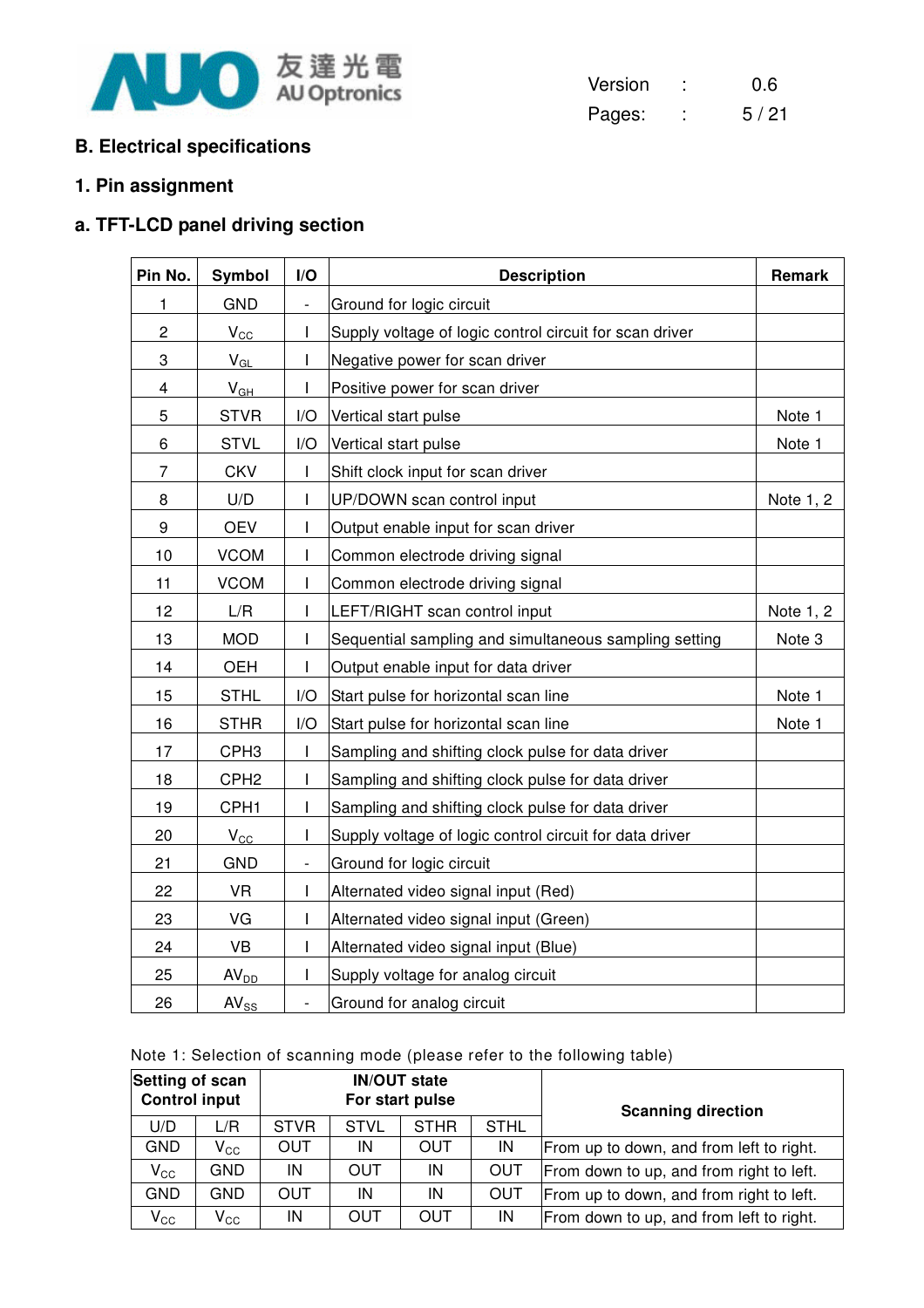## B. Electrical specifications

### 1. Pin assignment

### a. TFT-LCD panel driving section

| Pin No. | Symbol | I/O | Description | Remark |
|---|---|---|---|---|
| 1 | GND | - | Ground for logic circuit | |
| 2 | $V_{CC}$ | I | Supply voltage of logic control circuit for scan driver | |
| 3 | $V_{GL}$ | I | Negative power for scan driver | |
| 4 | $V_{GH}$ | I | Positive power for scan driver | |
| 5 | STVR | I/O | Vertical start pulse | Note 1 |
| 6 | STVL | I/O | Vertical start pulse | Note 1 |
| 7 | CKV | I | Shift clock input for scan driver | |
| 8 | U/D | I | UP/DOWN scan control input | Note 1, 2 |
| 9 | OEV | I | Output enable input for scan driver | |
| 10 | VCOM | I | Common electrode driving signal | |
| 11 | VCOM | I | Common electrode driving signal | |
| 12 | L/R | I | LEFT/RIGHT scan control input | Note 1, 2 |
| 13 | MOD | I | Sequential sampling and simultaneous sampling setting | Note 3 |
| 14 | OEH | I | Output enable input for data driver | |
| 15 | STHL | I/O | Start pulse for horizontal scan line | Note 1 |
| 16 | STHR | I/O | Start pulse for horizontal scan line | Note 1 |
| 17 | CPH3 | I | Sampling and shifting clock pulse for data driver | |
| 18 | CPH2 | I | Sampling and shifting clock pulse for data driver | |
| 19 | CPH1 | I | Sampling and shifting clock pulse for data driver | |
| 20 | $V_{CC}$ | I | Supply voltage of logic control circuit for data driver | |
| 21 | GND | - | Ground for logic circuit | |
| 22 | VR | I | Alternated video signal input (Red) | |
| 23 | VG | I | Alternated video signal input (Green) | |
| 24 | VB | I | Alternated video signal input (Blue) | |
| 25 | $AV_{DD}$ | I | Supply voltage for analog circuit | |
| 26 | $AV_{SS}$ | - | Ground for analog circuit | |

Note 1: Selection of scanning mode (please refer to the following table)

| Setting of scan Control input | | IN/OUT state For start pulse | | | | Scanning direction |
|---|---|---|---|---|---|---|
| U/D | L/R | STVR | STVL | STHR | STHL | |
| GND | $V_{CC}$ | OUT | IN | OUT | IN | From up to down, and from left to right. |
| $V_{CC}$ | GND | IN | OUT | IN | OUT | From down to up, and from right to left. |
| GND | GND | OUT | IN | IN | OUT | From up to down, and from right to left. |
| $V_{CC}$ | $V_{CC}$ | IN | OUT | OUT | IN | From down to up, and from left to right. |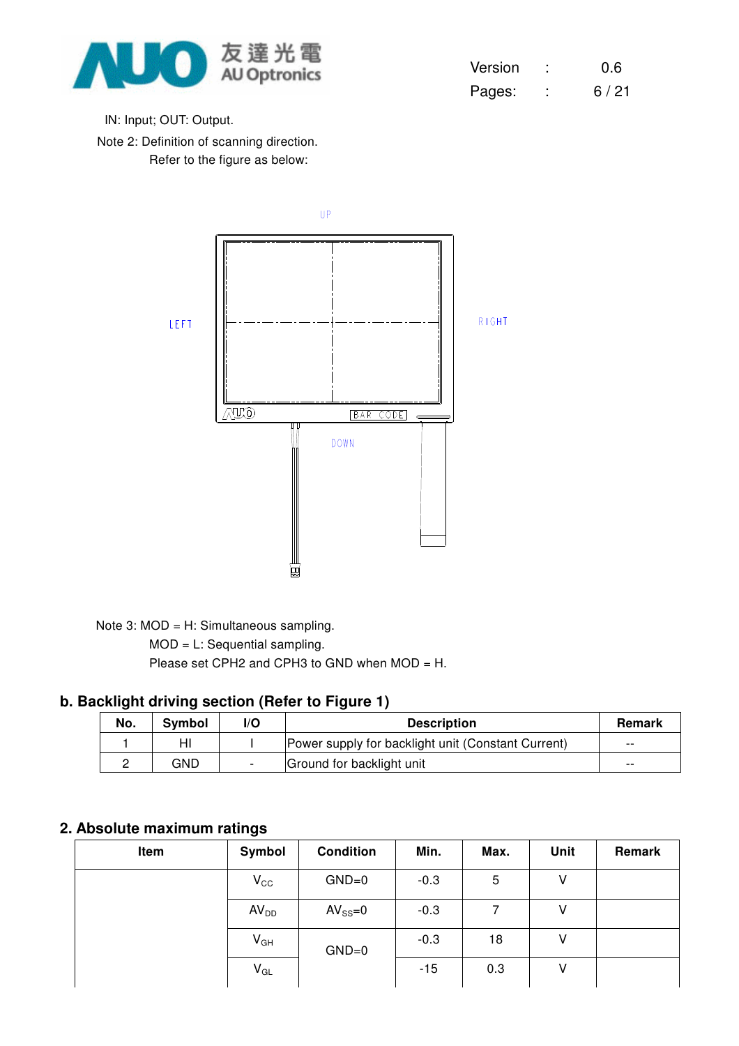IN: Input; OUT: Output.

Note 2: Definition of scanning direction.

Refer to the figure as below:

UP

LEFT

RIGHT

DOWN

Note 3: MOD = H: Simultaneous sampling.

MOD = L: Sequential sampling.

Please set CPH2 and CPH3 to GND when MOD = H.

## b. Backlight driving section (Refer to Figure 1)

| No. | Symbol | I/O | Description | Remark |
|---|---|---|---|---|
| 1 | HI | I | Power supply for backlight unit (Constant Current) | -- |
| 2 | GND | - | Ground for backlight unit | -- |

## 2. Absolute maximum ratings

| Item | Symbol | Condition | Min. | Max. | Unit | Remark |
|---|---|---|---|---|---|---|
| | $V_{CC}$ | GND=0 | -0.3 | 5 | V | |
| | $AV_{DD}$ | $AV_{SS}$=0 | -0.3 | 7 | V | |
| | $V_{GH}$ | GND=0 | -0.3 | 18 | V | |
| | $V_{GL}$ | | -15 | 0.3 | V | |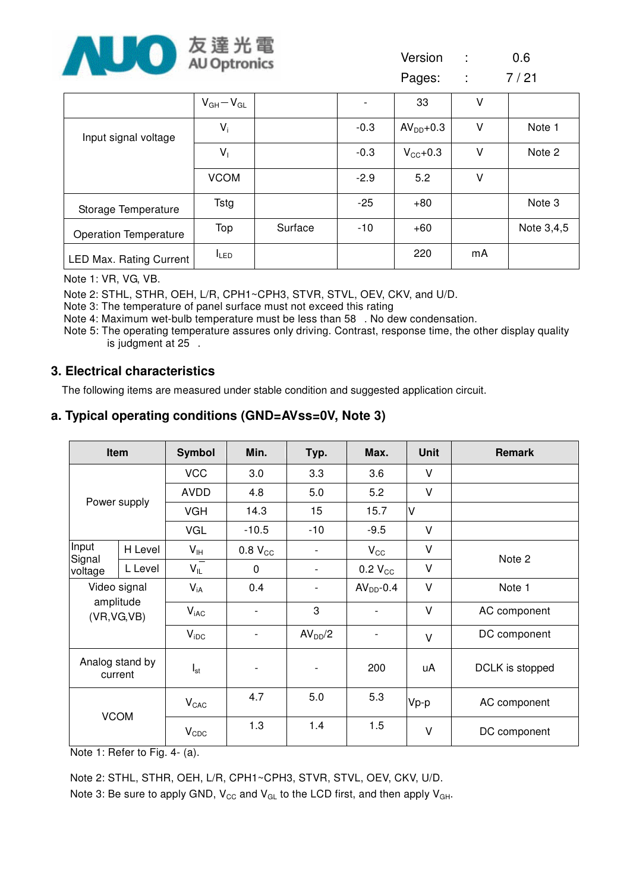| | | | | | | |
|---|---|---|---|---|---|---|
| | $V_{GH} - V_{GL}$ | | - | 33 | V | |
| Input signal voltage | $V_i$ | | -0.3 | $AV_{DD}$+0.3 | V | Note 1 |
| | $V_I$ | | -0.3 | $V_{CC}$+0.3 | V | Note 2 |
| | VCOM | | -2.9 | 5.2 | V | |
| Storage Temperature | Tstg | | -25 | +80 | | Note 3 |
| Operation Temperature | Top | Surface | -10 | +60 | | Note 3,4,5 |
| LED Max. Rating Current | $I_{LED}$ | | | 220 | mA | |

Note 1: VR, VG, VB.

Note 2: STHL, STHR, OEH, L/R, CPH1~CPH3, STVR, STVL, OEV, CKV, and U/D.

Note 3: The temperature of panel surface must not exceed this rating

Note 4: Maximum wet-bulb temperature must be less than 58 . No dew condensation.

Note 5: The operating temperature assures only driving. Contrast, response time, the other display quality is judgment at 25 .

## 3. Electrical characteristics

The following items are measured under stable condition and suggested application circuit.

### a. Typical operating conditions (GND=AVss=0V, Note 3)

| Item | | Symbol | Min. | Typ. | Max. | Unit | Remark |
|---|---|---|---|---|---|---|---|
| Power supply | | VCC | 3.0 | 3.3 | 3.6 | V | |
| | | AVDD | 4.8 | 5.0 | 5.2 | V | |
| | | VGH | 14.3 | 15 | 15.7 | V | |
| | | VGL | -10.5 | -10 | -9.5 | V | |
| Input Signal voltage | H Level | $V_{IH}$ | 0.8 $V_{CC}$ | - | $V_{CC}$ | V | Note 2 |
| | L Level | $V_{IL}$ | 0 | - | 0.2 $V_{CC}$ | V | |
| Video signal amplitude (VR,VG,VB) | | $V_{iA}$ | 0.4 | - | $AV_{DD}$-0.4 | V | Note 1 |
| | | $V_{iAC}$ | - | 3 | - | V | AC component |
| | | $V_{iDC}$ | - | $AV_{DD}$/2 | - | V | DC component |
| Analog stand by current | | $I_{st}$ | - | - | 200 | uA | DCLK is stopped |
| VCOM | | $V_{CAC}$ | 4.7 | 5.0 | 5.3 | Vp-p | AC component |
| | | $V_{CDC}$ | 1.3 | 1.4 | 1.5 | V | DC component |

Note 1: Refer to Fig. 4- (a).

Note 2: STHL, STHR, OEH, L/R, CPH1~CPH3, STVR, STVL, OEV, CKV, U/D.

Note 3: Be sure to apply GND, $V_{CC}$ and $V_{GL}$ to the LCD first, and then apply $V_{GH}$.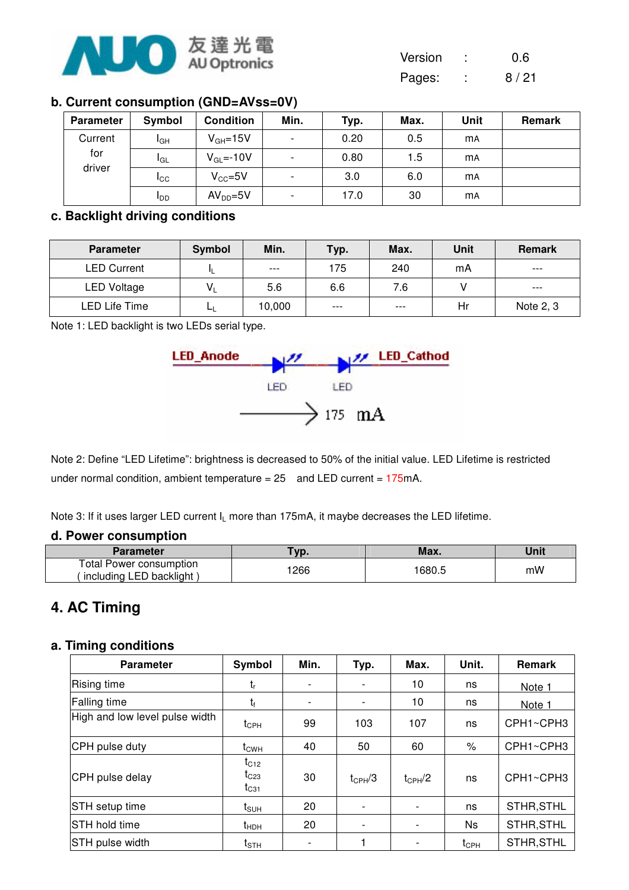### b. Current consumption (GND=AVss=0V)

| Parameter | Symbol | Condition | Min. | Typ. | Max. | Unit | Remark |
|---|---|---|---|---|---|---|---|
| Current for driver | $I_{GH}$ | $V_{GH}$=15V | - | 0.20 | 0.5 | mA | |
| | $I_{GL}$ | $V_{GL}$=-10V | - | 0.80 | 1.5 | mA | |
| | $I_{CC}$ | $V_{CC}$=5V | - | 3.0 | 6.0 | mA | |
| | $I_{DD}$ | $AV_{DD}$=5V | - | 17.0 | 30 | mA | |

### c. Backlight driving conditions

| Parameter | Symbol | Min. | Typ. | Max. | Unit | Remark |
|---|---|---|---|---|---|---|
| LED Current | $I_L$ | --- | 175 | 240 | mA | --- |
| LED Voltage | $V_L$ | 5.6 | 6.6 | 7.6 | V | --- |
| LED Life Time | $L_L$ | 10,000 | --- | --- | Hr | Note 2, 3 |

Note 1: LED backlight is two LEDs serial type.

LED_Anode — LED — LED — LED_Cathod

175 mA

Note 2: Define "LED Lifetime": brightness is decreased to 50% of the initial value. LED Lifetime is restricted under normal condition, ambient temperature = 25 and LED current = 175mA.

Note 3: If it uses larger LED current $I_L$ more than 175mA, it maybe decreases the LED lifetime.

### d. Power consumption

| Parameter | Typ. | Max. | Unit |
|---|---|---|---|
| Total Power consumption ( including LED backlight ) | 1266 | 1680.5 | mW |

## 4. AC Timing

### a. Timing conditions

| Parameter | Symbol | Min. | Typ. | Max. | Unit. | Remark |
|---|---|---|---|---|---|---|
| Rising time | $t_r$ | - | - | 10 | ns | Note 1 |
| Falling time | $t_f$ | - | - | 10 | ns | Note 1 |
| High and low level pulse width | $t_{CPH}$ | 99 | 103 | 107 | ns | CPH1~CPH3 |
| CPH pulse duty | $t_{CWH}$ | 40 | 50 | 60 | % | CPH1~CPH3 |
| CPH pulse delay | $t_{C12}$ $t_{C23}$ $t_{C31}$ | 30 | $t_{CPH}/3$ | $t_{CPH}/2$ | ns | CPH1~CPH3 |
| STH setup time | $t_{SUH}$ | 20 | - | - | ns | STHR,STHL |
| STH hold time | $t_{HDH}$ | 20 | - | - | Ns | STHR,STHL |
| STH pulse width | $t_{STH}$ | - | 1 | - | $t_{CPH}$ | STHR,STHL |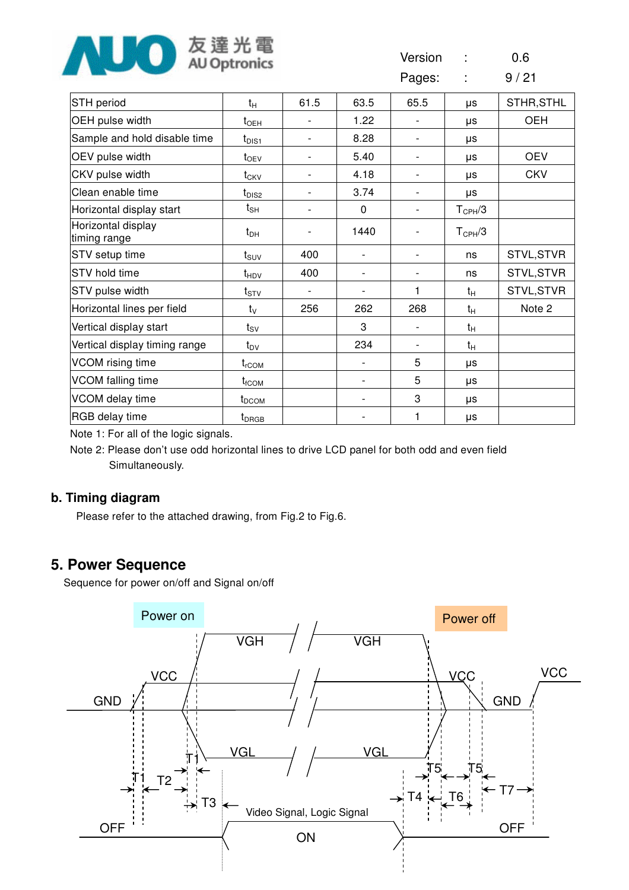| STH period | $t_H$ | 61.5 | 63.5 | 65.5 | μs | STHR,STHL |
|---|---|---|---|---|---|---|
| OEH pulse width | $t_{OEH}$ | - | 1.22 | - | μs | OEH |
| Sample and hold disable time | $t_{DIS1}$ | - | 8.28 | - | μs | |
| OEV pulse width | $t_{OEV}$ | - | 5.40 | - | μs | OEV |
| CKV pulse width | $t_{CKV}$ | - | 4.18 | - | μs | CKV |
| Clean enable time | $t_{DIS2}$ | - | 3.74 | - | μs | |
| Horizontal display start | $t_{SH}$ | - | 0 | - | $T_{CPH}/3$ | |
| Horizontal display timing range | $t_{DH}$ | - | 1440 | - | $T_{CPH}/3$ | |
| STV setup time | $t_{SUV}$ | 400 | - | - | ns | STVL,STVR |
| STV hold time | $t_{HDV}$ | 400 | - | - | ns | STVL,STVR |
| STV pulse width | $t_{STV}$ | - | - | 1 | $t_H$ | STVL,STVR |
| Horizontal lines per field | $t_V$ | 256 | 262 | 268 | $t_H$ | Note 2 |
| Vertical display start | $t_{SV}$ | | 3 | - | $t_H$ | |
| Vertical display timing range | $t_{DV}$ | | 234 | - | $t_H$ | |
| VCOM rising time | $t_{rCOM}$ | | - | 5 | μs | |
| VCOM falling time | $t_{fCOM}$ | | - | 5 | μs | |
| VCOM delay time | $t_{DCOM}$ | | - | 3 | μs | |
| RGB delay time | $t_{DRGB}$ | | - | 1 | μs | |

Note 1: For all of the logic signals.

Note 2: Please don't use odd horizontal lines to drive LCD panel for both odd and even field Simultaneously.

### b. Timing diagram

Please refer to the attached drawing, from Fig.2 to Fig.6.

## 5. Power Sequence

Sequence for power on/off and Signal on/off

Power on | Power off

VGH, VCC, GND, VGL, T1, T2, T3, T4, T5, T6, T7

Video Signal, Logic Signal: OFF, ON, OFF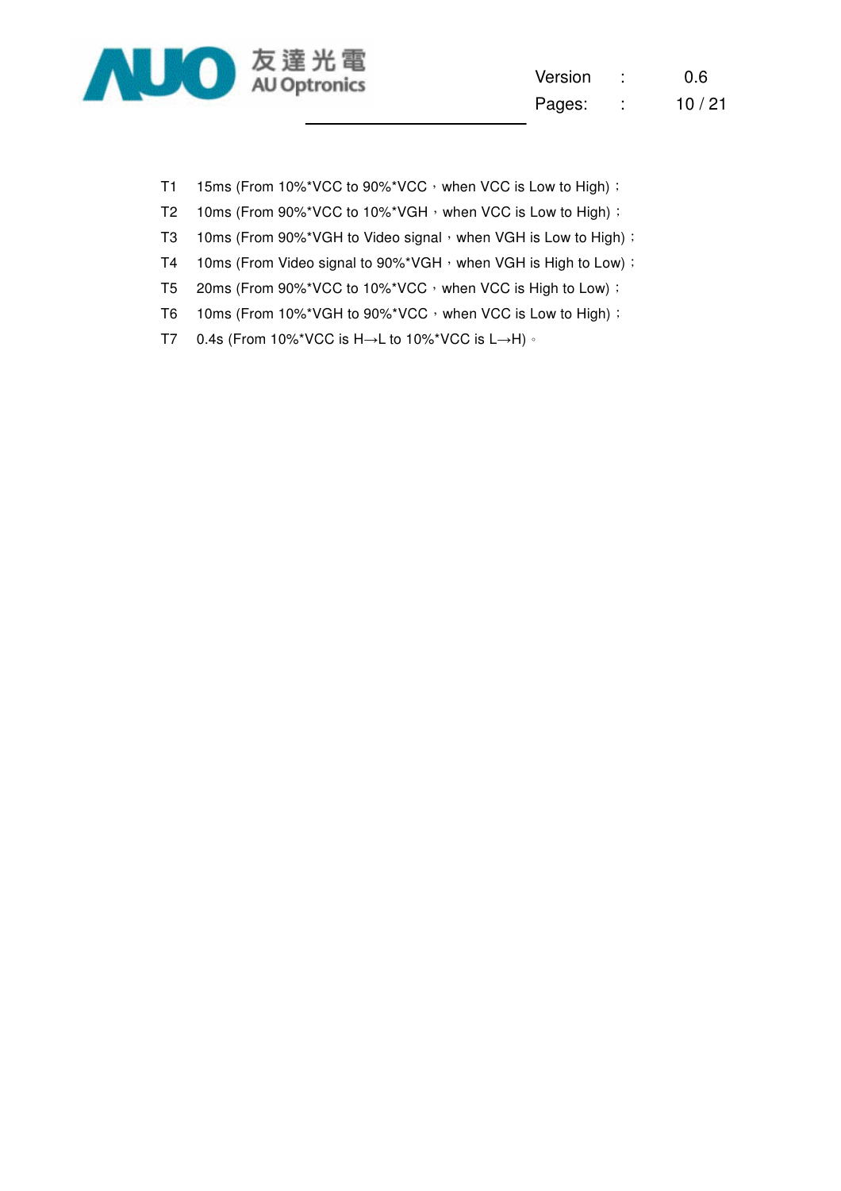T1 15ms (From 10%*VCC to 90%*VCC，when VCC is Low to High)；

T2 10ms (From 90%*VCC to 10%*VGH，when VCC is Low to High)；

T3 10ms (From 90%*VGH to Video signal，when VGH is Low to High)；

T4 10ms (From Video signal to 90%*VGH，when VGH is High to Low)；

T5 20ms (From 90%*VCC to 10%*VCC，when VCC is High to Low)；

T6 10ms (From 10%*VGH to 90%*VCC，when VCC is Low to High)；

T7 0.4s (From 10%*VCC is H→L to 10%*VCC is L→H)。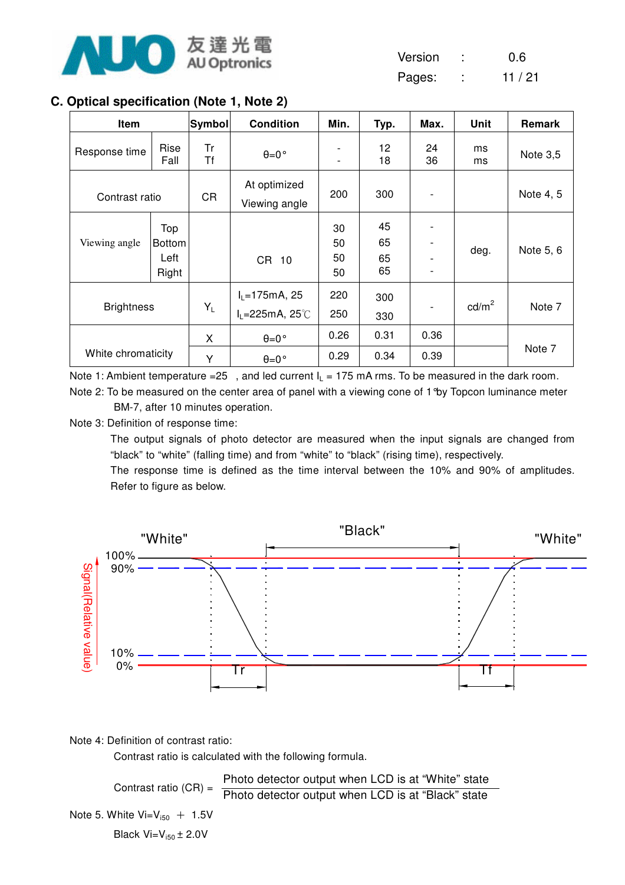## C. Optical specification (Note 1, Note 2)

| Item | | Symbol | Condition | Min. | Typ. | Max. | Unit | Remark |
|---|---|---|---|---|---|---|---|---|
| Response time | Rise<br>Fall | Tr<br>Tf | θ=0° | -<br>- | 12<br>18 | 24<br>36 | ms<br>ms | Note 3,5 |
| Contrast ratio | | CR | At optimized Viewing angle | 200 | 300 | - | | Note 4, 5 |
| Viewing angle | Top<br>Bottom<br>Left<br>Right | | CR 10 | 30<br>50<br>50<br>50 | 45<br>65<br>65<br>65 | -<br>-<br>-<br>- | deg. | Note 5, 6 |
| Brightness | | $Y_L$ | $I_L$=175mA, 25<br>$I_L$=225mA, 25℃ | 220<br>250 | 300<br>330 | - | cd/m$^2$ | Note 7 |
| White chromaticity | | X | θ=0° | 0.26 | 0.31 | 0.36 | | Note 7 |
| | | Y | θ=0° | 0.29 | 0.34 | 0.39 | | |

Note 1: Ambient temperature =25 , and led current $I_L$ = 175 mA rms. To be measured in the dark room.

Note 2: To be measured on the center area of panel with a viewing cone of 1°by Topcon luminance meter BM-7, after 10 minutes operation.

Note 3: Definition of response time:

The output signals of photo detector are measured when the input signals are changed from "black" to "white" (falling time) and from "white" to "black" (rising time), respectively.

The response time is defined as the time interval between the 10% and 90% of amplitudes.

Refer to figure as below.

Note 4: Definition of contrast ratio:

Contrast ratio is calculated with the following formula.

$$\text{Contrast ratio (CR)} = \frac{\text{Photo detector output when LCD is at "White" state}}{\text{Photo detector output when LCD is at "Black" state}}$$

Note 5. White $Vi=V_{i50}$ ＋ 1.5V

Black $Vi=V_{i50} \pm 2.0V$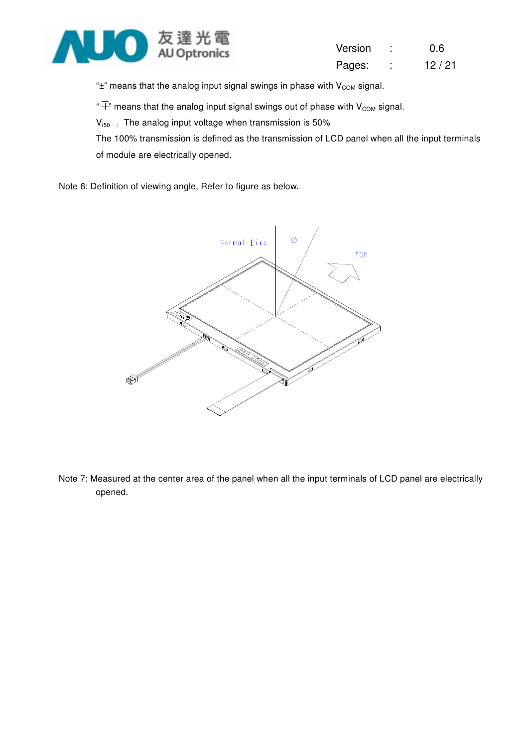"±" means that the analog input signal swings in phase with $V_{COM}$ signal.

"∓" means that the analog input signal swings out of phase with $V_{COM}$ signal.

$V_{i50}$ : The analog input voltage when transmission is 50%

The 100% transmission is defined as the transmission of LCD panel when all the input terminals of module are electrically opened.

Note 6: Definition of viewing angle, Refer to figure as below.

Note 7: Measured at the center area of the panel when all the input terminals of LCD panel are electrically opened.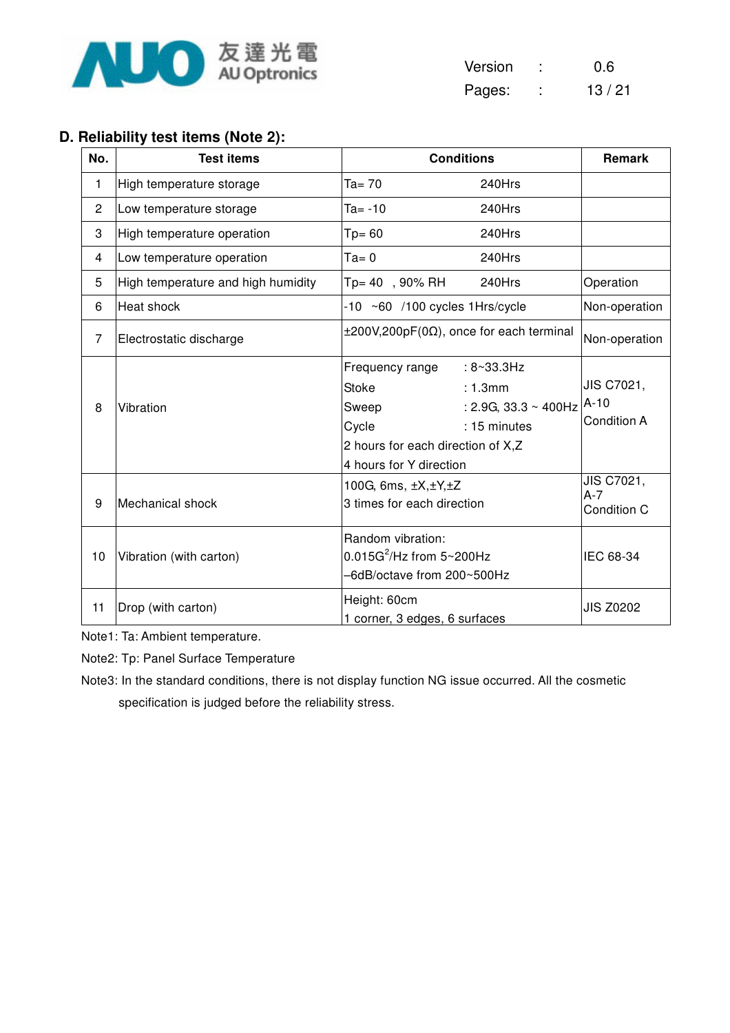## D. Reliability test items (Note 2):

| No. | Test items | Conditions | Remark |
|---|---|---|---|
| 1 | High temperature storage | Ta= 70 240Hrs | |
| 2 | Low temperature storage | Ta= -10 240Hrs | |
| 3 | High temperature operation | Tp= 60 240Hrs | |
| 4 | Low temperature operation | Ta= 0 240Hrs | |
| 5 | High temperature and high humidity | Tp= 40 , 90% RH 240Hrs | Operation |
| 6 | Heat shock | -10 ~60 /100 cycles 1Hrs/cycle | Non-operation |
| 7 | Electrostatic discharge | ±200V,200pF(0Ω), once for each terminal | Non-operation |
| 8 | Vibration | Frequency range : 8~33.3Hz<br>Stoke : 1.3mm<br>Sweep : 2.9G, 33.3 ~ 400Hz<br>Cycle : 15 minutes<br>2 hours for each direction of X,Z<br>4 hours for Y direction | JIS C7021, A-10<br>Condition A |
| 9 | Mechanical shock | 100G, 6ms, ±X,±Y,±Z<br>3 times for each direction | JIS C7021, A-7<br>Condition C |
| 10 | Vibration (with carton) | Random vibration:<br>$0.015G^2$/Hz from 5~200Hz<br>–6dB/octave from 200~500Hz | IEC 68-34 |
| 11 | Drop (with carton) | Height: 60cm<br>1 corner, 3 edges, 6 surfaces | JIS Z0202 |

Note1: Ta: Ambient temperature.

Note2: Tp: Panel Surface Temperature

Note3: In the standard conditions, there is not display function NG issue occurred. All the cosmetic specification is judged before the reliability stress.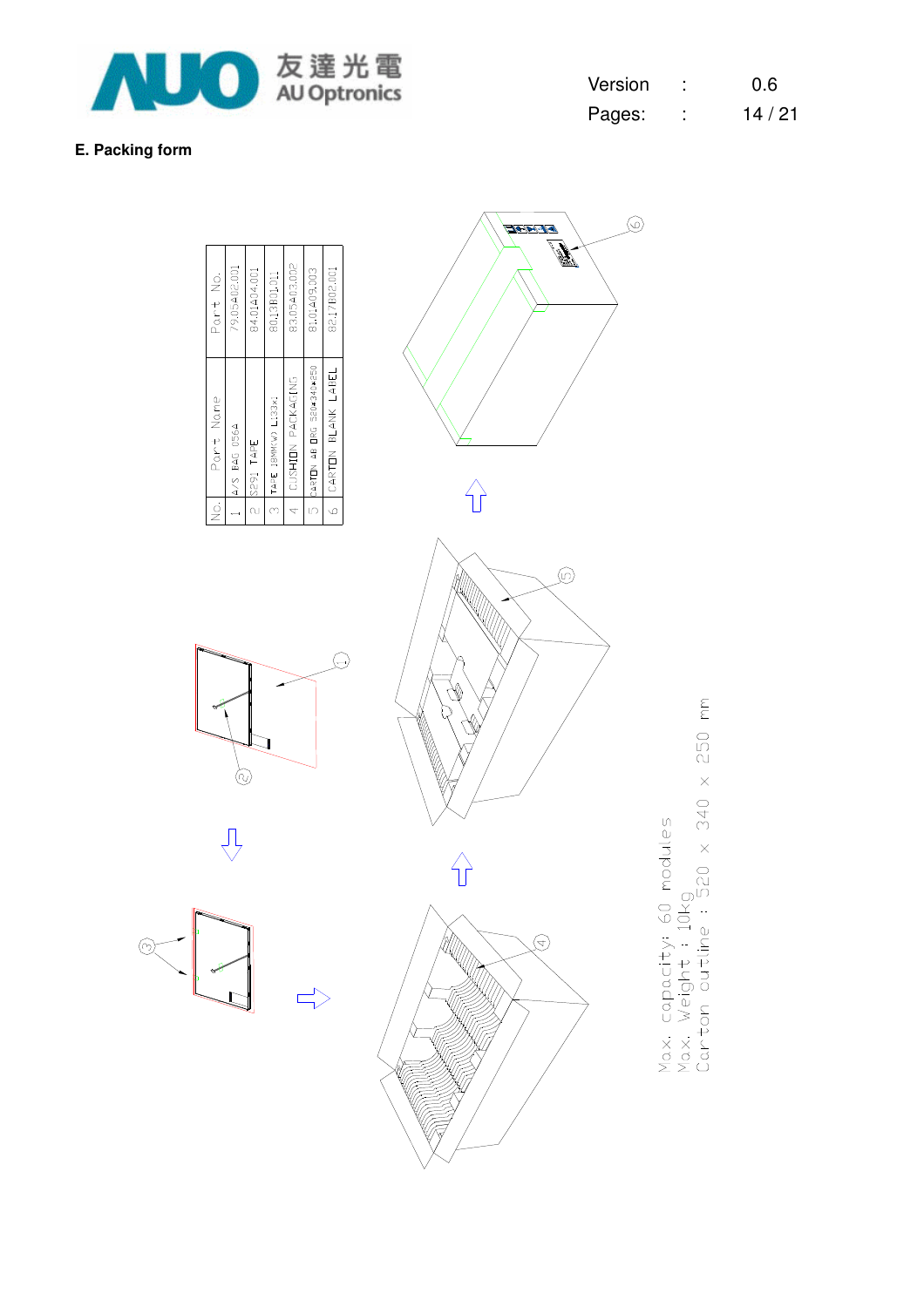E. Packing form

| No. | Part Name | Part No. |
|---|---|---|
| 1 | A/S BAG 0564 | 79.05A02.001 |
| 2 | S291 TAPE | 84.01A04.001 |
| 3 | TAPE 18MM(W) L:33x | 80.13B01.011 |
| 4 | CUSHION PACKAGING | 83.05A03.002 |
| 5 | CARTON AB DRG 520*340*250 | 81.01A09.003 |
| 6 | CARTON BLANK LABEL | 82.17B02.001 |

Max. capacity: 60 modules
Max. Weight : 10kg
Carton outline : 520 x 340 x 250 mm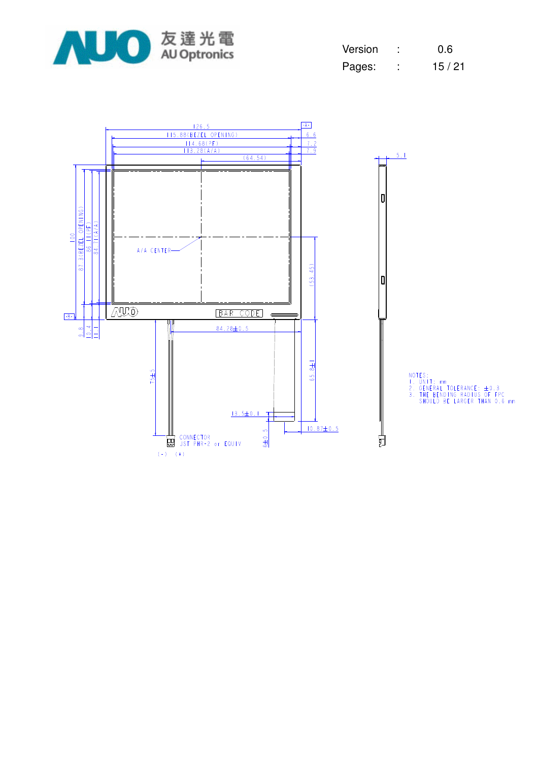126.5

115.88(BEZEL OPENING)

114.68(PF)

113.28(A/A)

(64.54)

6.6

7.2

7.9

5.1

100

87.3(BEZEL OPENING)

86.11(PF)

84.71(A/A)

A/A CENTER

(53.45)

BAR CODE

9.8

10.4

11

84.28±0.5

75±5

65.8±1

13.5±0.1

10.87±0.5

6±0.5

CONNECTOR
JST PHR-2 or EQUIV

(-) (+)

NOTES:
1. UNIT: mm
2. GENERAL TOLERANCE: ±0.3
3. THE BENDING RADIUS OF FPC SHOULD BE LARGER THAN 0.6 mm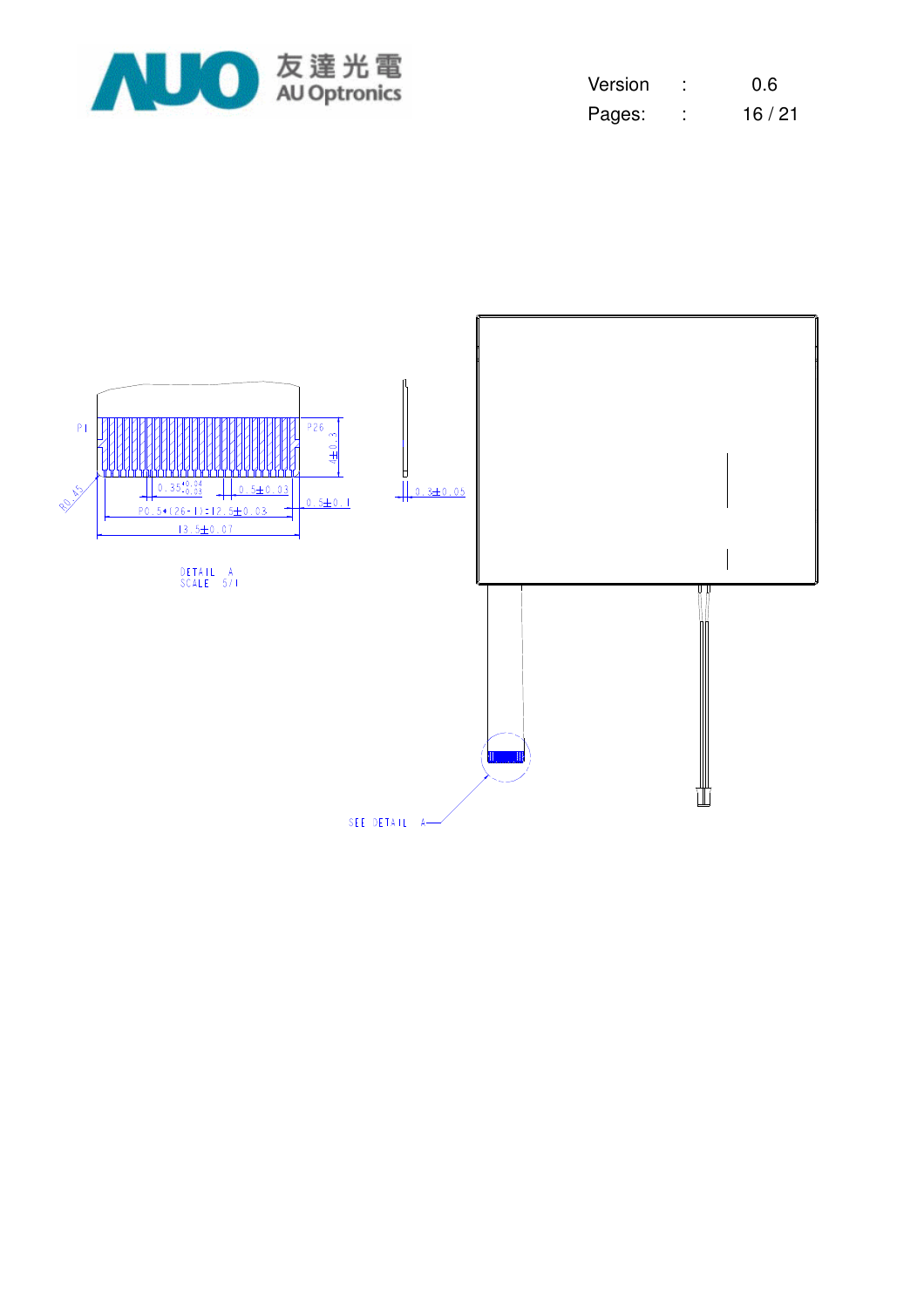P1

P26

R0.45

$0.35^{+0.04}_{-0.03}$

0.5±0.03

P0.5*(26-1)=12.5±0.03

13.5±0.07

0.5±0.1

4±0.3

0.3±0.05

DETAIL A
SCALE 5/1

SEE DETAIL A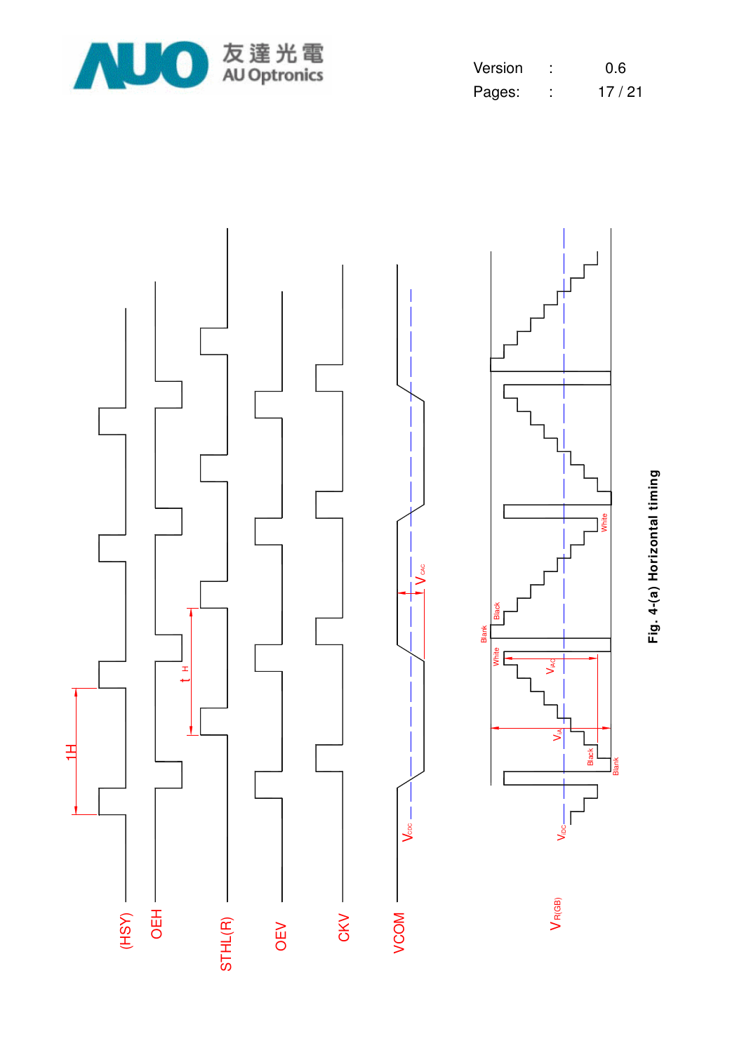(HSY)

OEH

STHL(R)

OEV

CKV

VCOM

$V_{R(GB)}$

1H

$t_H$

$V_{CAC}$

$V_{CDC}$

$V_{IDC}$

$V_{IA}$

$V_{IAC}$

Blank

White

Black

Fig. 4-(a) Horizontal timing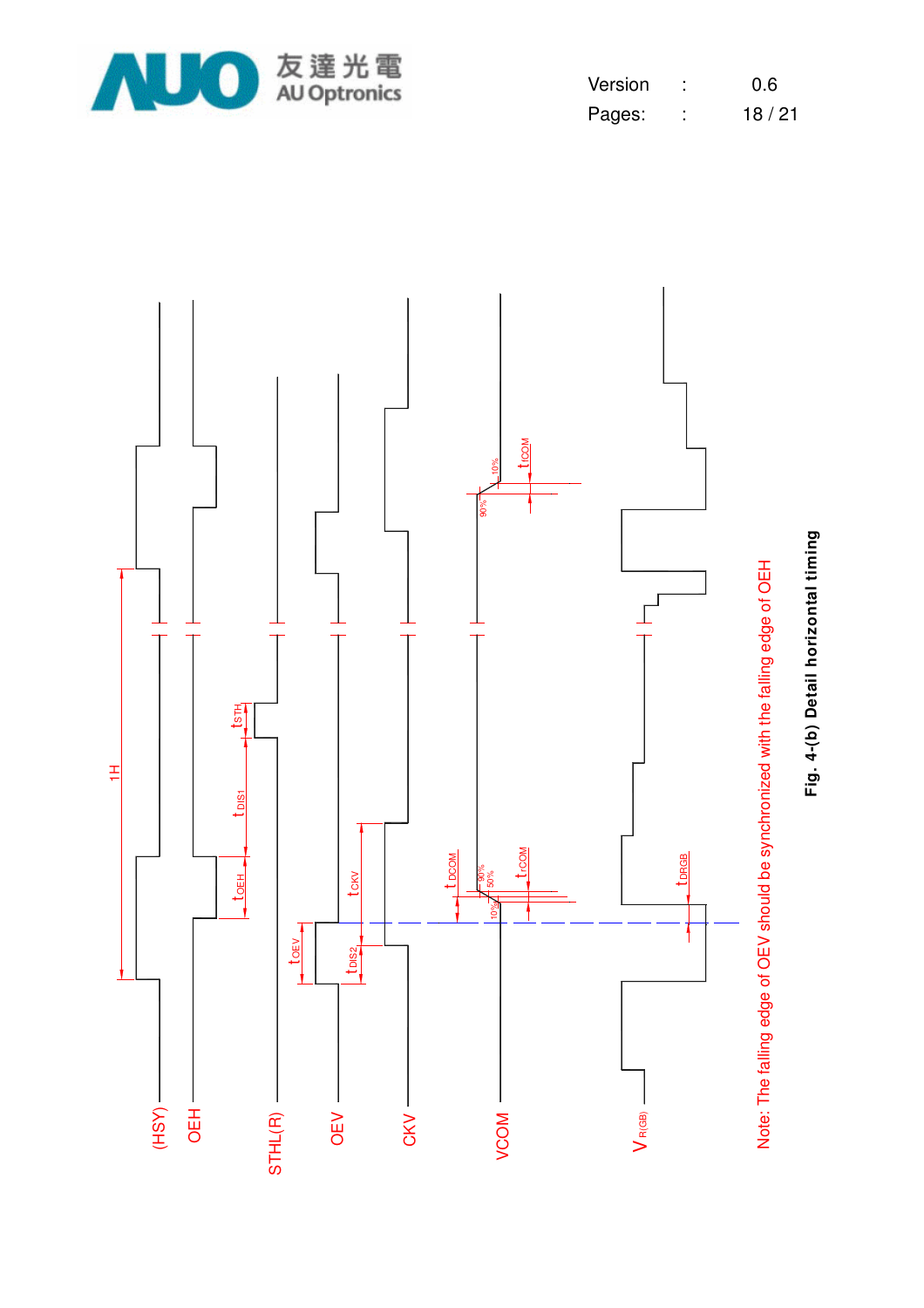Note: The falling edge of OEV should be synchronized with the falling edge of OEH

**Fig. 4-(b) Detail horizontal timing**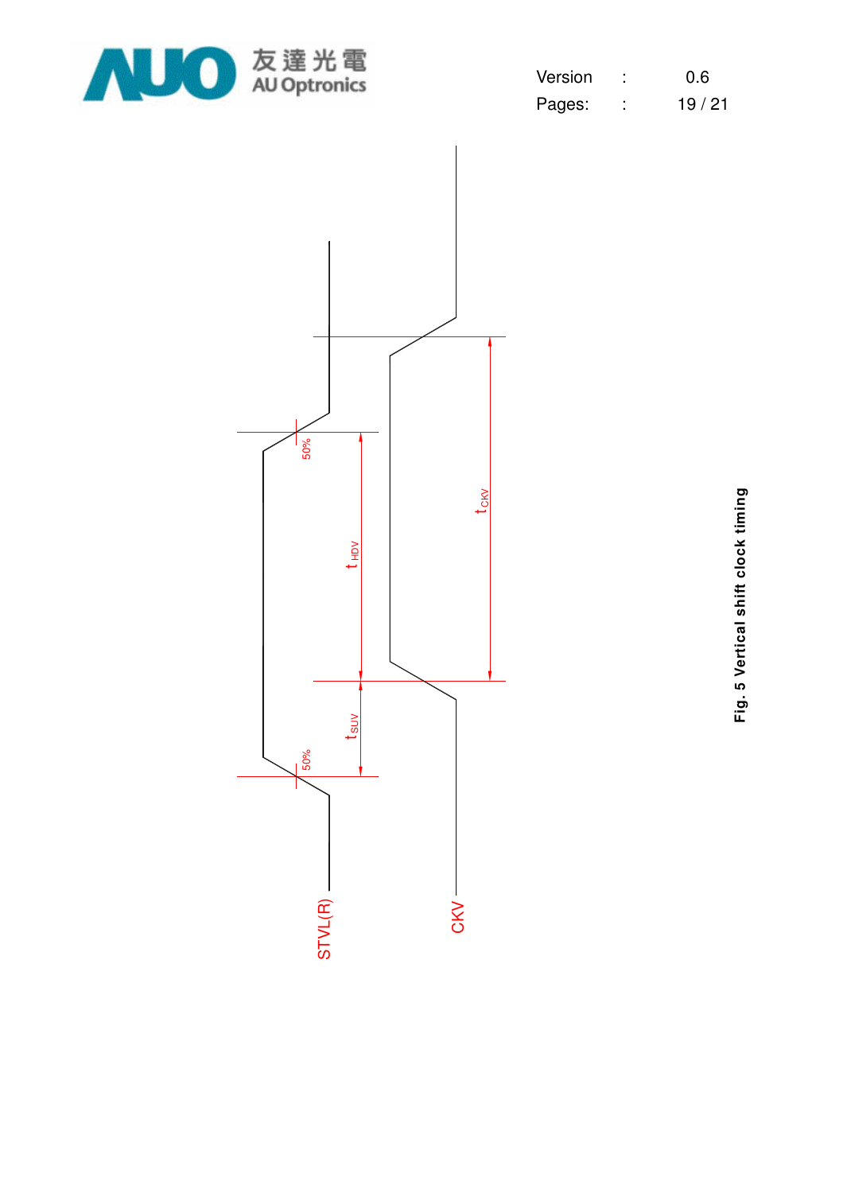STVL(R)

CKV

50%

50%

$t_{HDV}$

$t_{SUV}$

$t_{CKV}$

**Fig. 5 Vertical shift clock timing**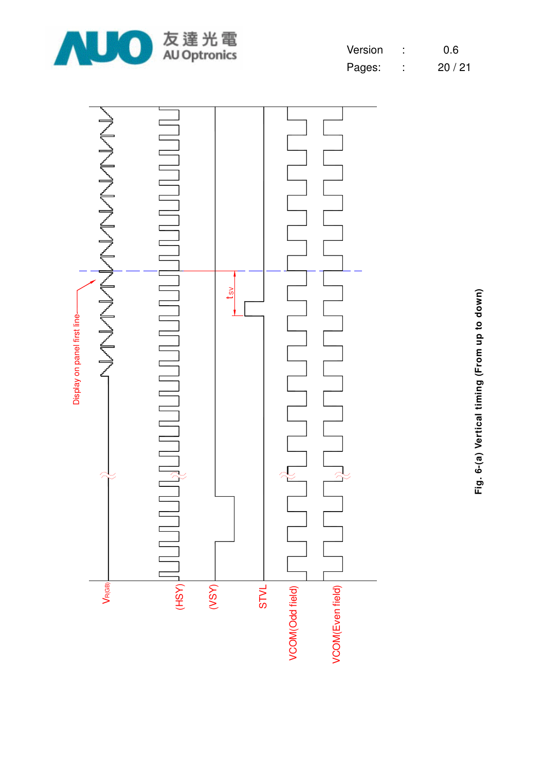Display on panel first line

$t_{SV}$

$V_{R(GB)}$

(HSY)

(VSY)

STVL

VCOM(Odd field)

VCOM(Even field)

**Fig. 6-(a) Vertical timing (From up to down)**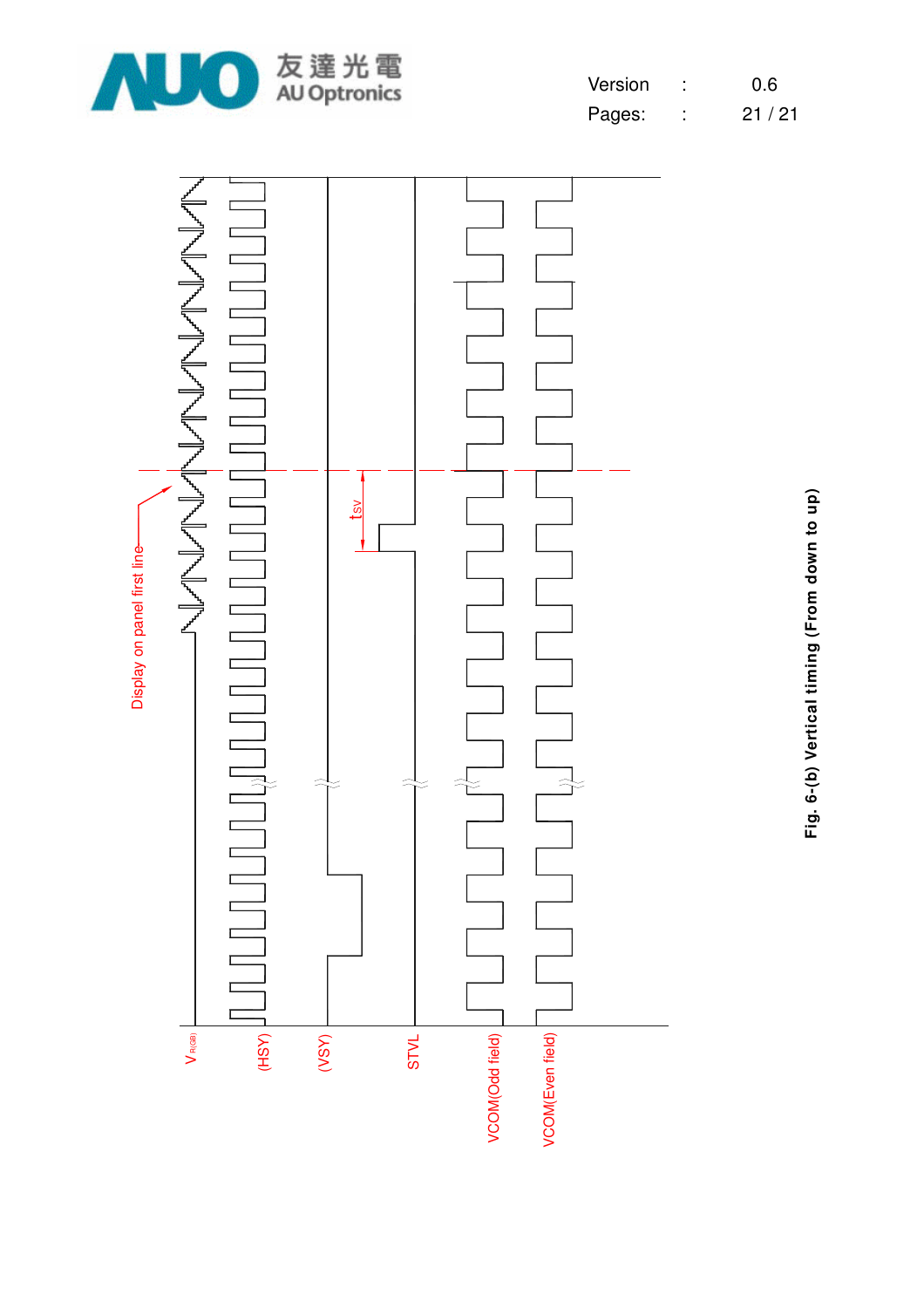Display on panel first line

tsv

$V_{R(GB)}$

(HSY)

(VSY)

STVL

VCOM(Odd field)

VCOM(Even field)

**Fig. 6-(b) Vertical timing (From down to up)**